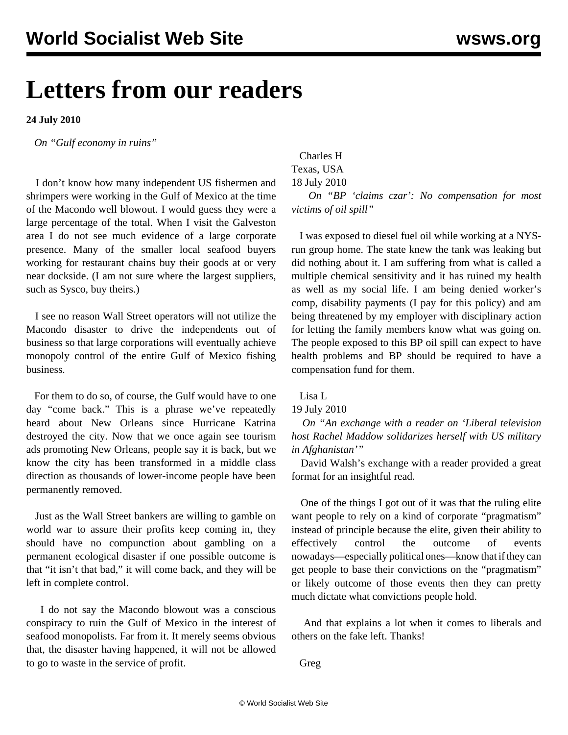# Letters from our readers

**24 July 2010**

*On "Gulf economy in ruins"*

I don't know how many independent US fishermen and shrimpers were working in the Gulf of Mexico at the time of the Macondo well blowout. I would guess they were a large percentage of the total. When I visit the Galveston area I do not see much evidence of a large corporate presence. Many of the smaller local seafood buyers working for restaurant chains buy their goods at or very near dockside. (I am not sure where the largest suppliers, such as Sysco, buy theirs.)

I see no reason Wall Street operators will not utilize the Macondo disaster to drive the independents out of business so that large corporations will eventually achieve monopoly control of the entire Gulf of Mexico fishing business.

For them to do so, of course, the Gulf would have to one day "come back." This is a phrase we've repeatedly heard about New Orleans since Hurricane Katrina destroyed the city. Now that we once again see tourism ads promoting New Orleans, people say it is back, but we know the city has been transformed in a middle class direction as thousands of lower-income people have been permanently removed.

Just as the Wall Street bankers are willing to gamble on world war to assure their profits keep coming in, they should have no compunction about gambling on a permanent ecological disaster if one possible outcome is that "it isn't that bad," it will come back, and they will be left in complete control.

I do not say the Macondo blowout was a conscious conspiracy to ruin the Gulf of Mexico in the interest of seafood monopolists. Far from it. It merely seems obvious that, the disaster having happened, it will not be allowed to go to waste in the service of profit.

Charles H
Texas, USA
18 July 2010

*On "BP 'claims czar': No compensation for most victims of oil spill"*

I was exposed to diesel fuel oil while working at a NYS-run group home. The state knew the tank was leaking but did nothing about it. I am suffering from what is called a multiple chemical sensitivity and it has ruined my health as well as my social life. I am being denied worker's comp, disability payments (I pay for this policy) and am being threatened by my employer with disciplinary action for letting the family members know what was going on. The people exposed to this BP oil spill can expect to have health problems and BP should be required to have a compensation fund for them.

Lisa L
19 July 2010

*On "An exchange with a reader on 'Liberal television host Rachel Maddow solidarizes herself with US military in Afghanistan'"*

David Walsh's exchange with a reader provided a great format for an insightful read.

One of the things I got out of it was that the ruling elite want people to rely on a kind of corporate "pragmatism" instead of principle because the elite, given their ability to effectively control the outcome of events nowadays—especially political ones—know that if they can get people to base their convictions on the "pragmatism" or likely outcome of those events then they can pretty much dictate what convictions people hold.

And that explains a lot when it comes to liberals and others on the fake left. Thanks!

Greg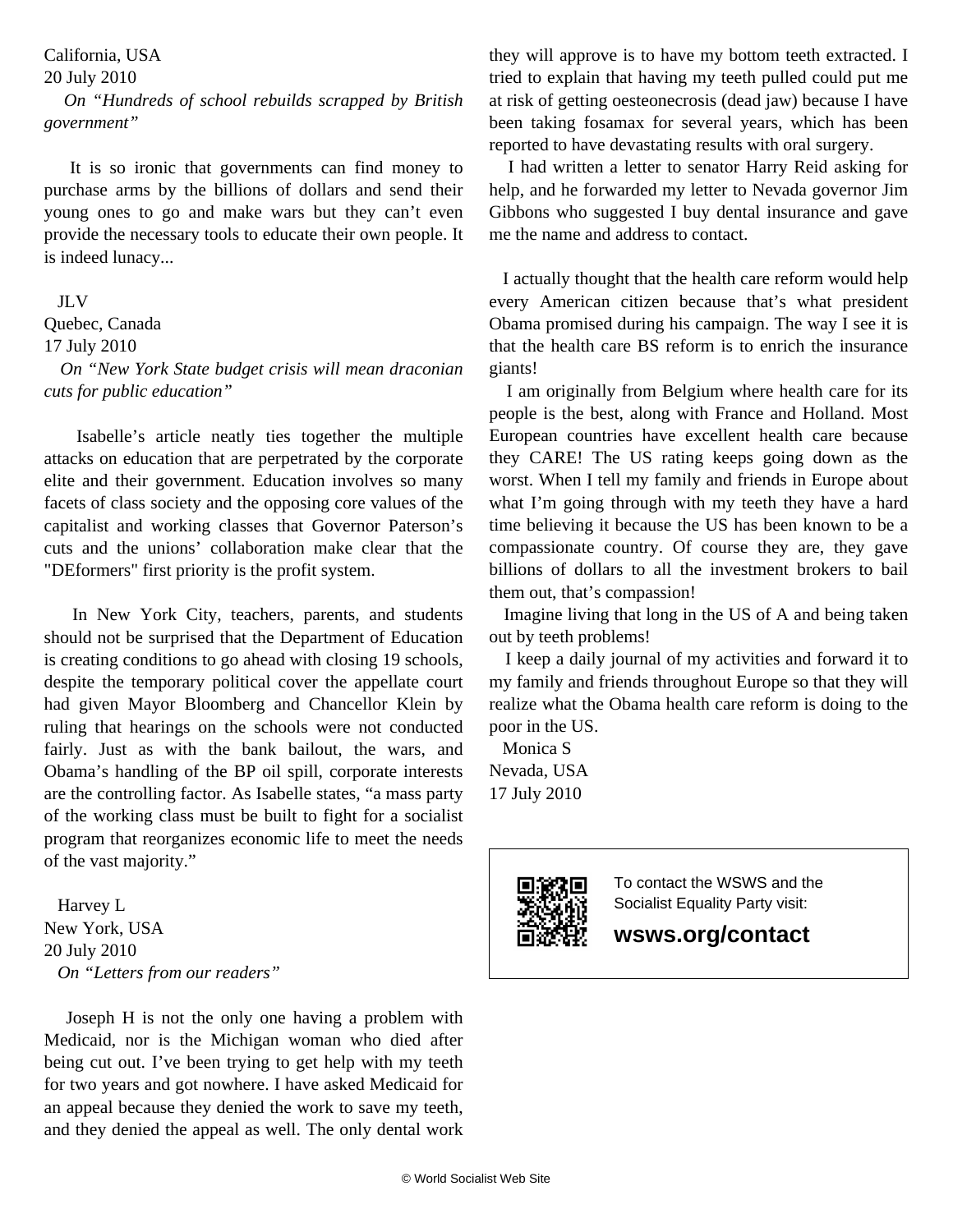California, USA
20 July 2010

*On "Hundreds of school rebuilds scrapped by British government"*

It is so ironic that governments can find money to purchase arms by the billions of dollars and send their young ones to go and make wars but they can't even provide the necessary tools to educate their own people. It is indeed lunacy...

JLV
Quebec, Canada
17 July 2010

*On "New York State budget crisis will mean draconian cuts for public education"*

Isabelle's article neatly ties together the multiple attacks on education that are perpetrated by the corporate elite and their government. Education involves so many facets of class society and the opposing core values of the capitalist and working classes that Governor Paterson's cuts and the unions' collaboration make clear that the "DEformers" first priority is the profit system.

In New York City, teachers, parents, and students should not be surprised that the Department of Education is creating conditions to go ahead with closing 19 schools, despite the temporary political cover the appellate court had given Mayor Bloomberg and Chancellor Klein by ruling that hearings on the schools were not conducted fairly. Just as with the bank bailout, the wars, and Obama's handling of the BP oil spill, corporate interests are the controlling factor. As Isabelle states, "a mass party of the working class must be built to fight for a socialist program that reorganizes economic life to meet the needs of the vast majority."

Harvey L
New York, USA
20 July 2010

*On "Letters from our readers"*

Joseph H is not the only one having a problem with Medicaid, nor is the Michigan woman who died after being cut out. I've been trying to get help with my teeth for two years and got nowhere. I have asked Medicaid for an appeal because they denied the work to save my teeth, and they denied the appeal as well. The only dental work they will approve is to have my bottom teeth extracted. I tried to explain that having my teeth pulled could put me at risk of getting oesteonecrosis (dead jaw) because I have been taking fosamax for several years, which has been reported to have devastating results with oral surgery.

I had written a letter to senator Harry Reid asking for help, and he forwarded my letter to Nevada governor Jim Gibbons who suggested I buy dental insurance and gave me the name and address to contact.

I actually thought that the health care reform would help every American citizen because that's what president Obama promised during his campaign. The way I see it is that the health care BS reform is to enrich the insurance giants!

I am originally from Belgium where health care for its people is the best, along with France and Holland. Most European countries have excellent health care because they CARE! The US rating keeps going down as the worst. When I tell my family and friends in Europe about what I'm going through with my teeth they have a hard time believing it because the US has been known to be a compassionate country. Of course they are, they gave billions of dollars to all the investment brokers to bail them out, that's compassion!

Imagine living that long in the US of A and being taken out by teeth problems!

I keep a daily journal of my activities and forward it to my family and friends throughout Europe so that they will realize what the Obama health care reform is doing to the poor in the US.

Monica S
Nevada, USA
17 July 2010

To contact the WSWS and the Socialist Equality Party visit:

**wsws.org/contact**